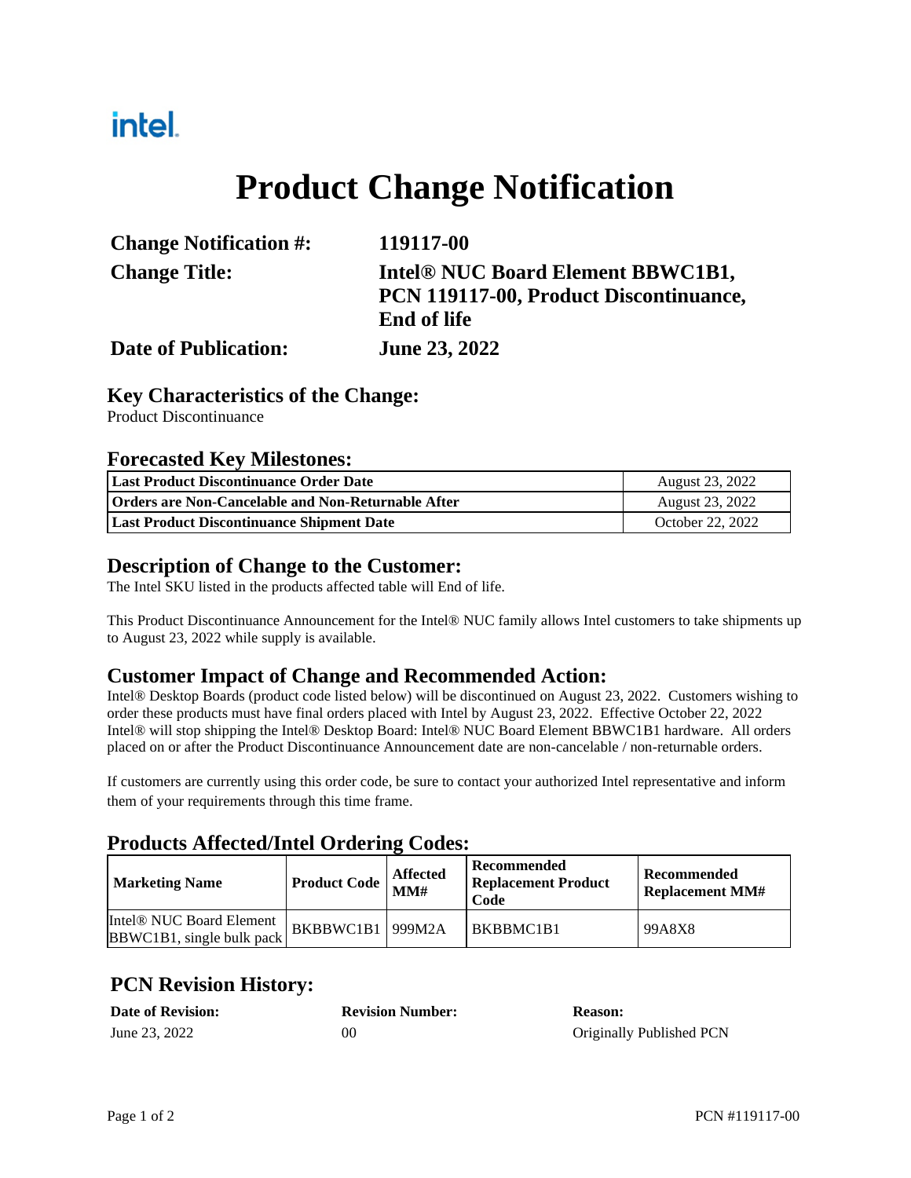intel.

# Product Change Notification

| | |
|---|---|
| **Change Notification #:** | **119117-00** |
| **Change Title:** | **Intel® NUC Board Element BBWC1B1, PCN 119117-00, Product Discontinuance, End of life** |
| **Date of Publication:** | **June 23, 2022** |

## Key Characteristics of the Change:

Product Discontinuance

## Forecasted Key Milestones:

| | |
|---|---|
| **Last Product Discontinuance Order Date** | August 23, 2022 |
| **Orders are Non-Cancelable and Non-Returnable After** | August 23, 2022 |
| **Last Product Discontinuance Shipment Date** | October 22, 2022 |

## Description of Change to the Customer:

The Intel SKU listed in the products affected table will End of life.

This Product Discontinuance Announcement for the Intel® NUC family allows Intel customers to take shipments up to August 23, 2022 while supply is available.

## Customer Impact of Change and Recommended Action:

Intel® Desktop Boards (product code listed below) will be discontinued on August 23, 2022. Customers wishing to order these products must have final orders placed with Intel by August 23, 2022. Effective October 22, 2022 Intel® will stop shipping the Intel® Desktop Board: Intel® NUC Board Element BBWC1B1 hardware. All orders placed on or after the Product Discontinuance Announcement date are non-cancelable / non-returnable orders.

If customers are currently using this order code, be sure to contact your authorized Intel representative and inform them of your requirements through this time frame.

## Products Affected/Intel Ordering Codes:

| Marketing Name | Product Code | Affected MM# | Recommended Replacement Product Code | Recommended Replacement MM# |
|---|---|---|---|---|
| Intel® NUC Board Element BBWC1B1, single bulk pack | BKBBWC1B1 | 999M2A | BKBBMC1B1 | 99A8X8 |

## PCN Revision History:

| Date of Revision: | Revision Number: | Reason: |
|---|---|---|
| June 23, 2022 | 00 | Originally Published PCN |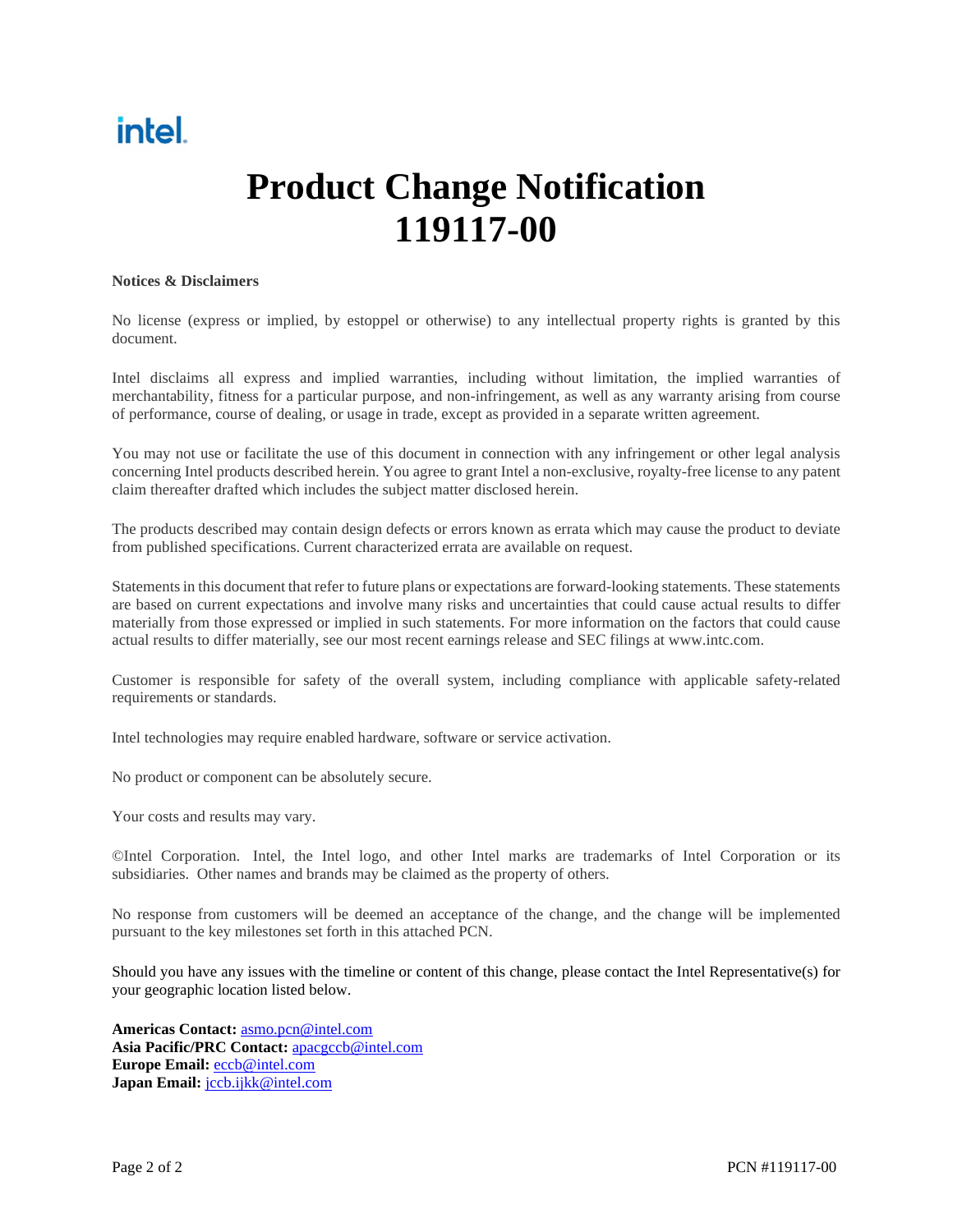intel.

# Product Change Notification 119117-00

**Notices & Disclaimers**

No license (express or implied, by estoppel or otherwise) to any intellectual property rights is granted by this document.

Intel disclaims all express and implied warranties, including without limitation, the implied warranties of merchantability, fitness for a particular purpose, and non-infringement, as well as any warranty arising from course of performance, course of dealing, or usage in trade, except as provided in a separate written agreement.

You may not use or facilitate the use of this document in connection with any infringement or other legal analysis concerning Intel products described herein. You agree to grant Intel a non-exclusive, royalty-free license to any patent claim thereafter drafted which includes the subject matter disclosed herein.

The products described may contain design defects or errors known as errata which may cause the product to deviate from published specifications. Current characterized errata are available on request.

Statements in this document that refer to future plans or expectations are forward-looking statements. These statements are based on current expectations and involve many risks and uncertainties that could cause actual results to differ materially from those expressed or implied in such statements. For more information on the factors that could cause actual results to differ materially, see our most recent earnings release and SEC filings at www.intc.com.

Customer is responsible for safety of the overall system, including compliance with applicable safety-related requirements or standards.

Intel technologies may require enabled hardware, software or service activation.

No product or component can be absolutely secure.

Your costs and results may vary.

©Intel Corporation. Intel, the Intel logo, and other Intel marks are trademarks of Intel Corporation or its subsidiaries. Other names and brands may be claimed as the property of others.

No response from customers will be deemed an acceptance of the change, and the change will be implemented pursuant to the key milestones set forth in this attached PCN.

Should you have any issues with the timeline or content of this change, please contact the Intel Representative(s) for your geographic location listed below.

**Americas Contact:** asmo.pcn@intel.com
**Asia Pacific/PRC Contact:** apacgccb@intel.com
**Europe Email:** eccb@intel.com
**Japan Email:** jccb.ijkk@intel.com